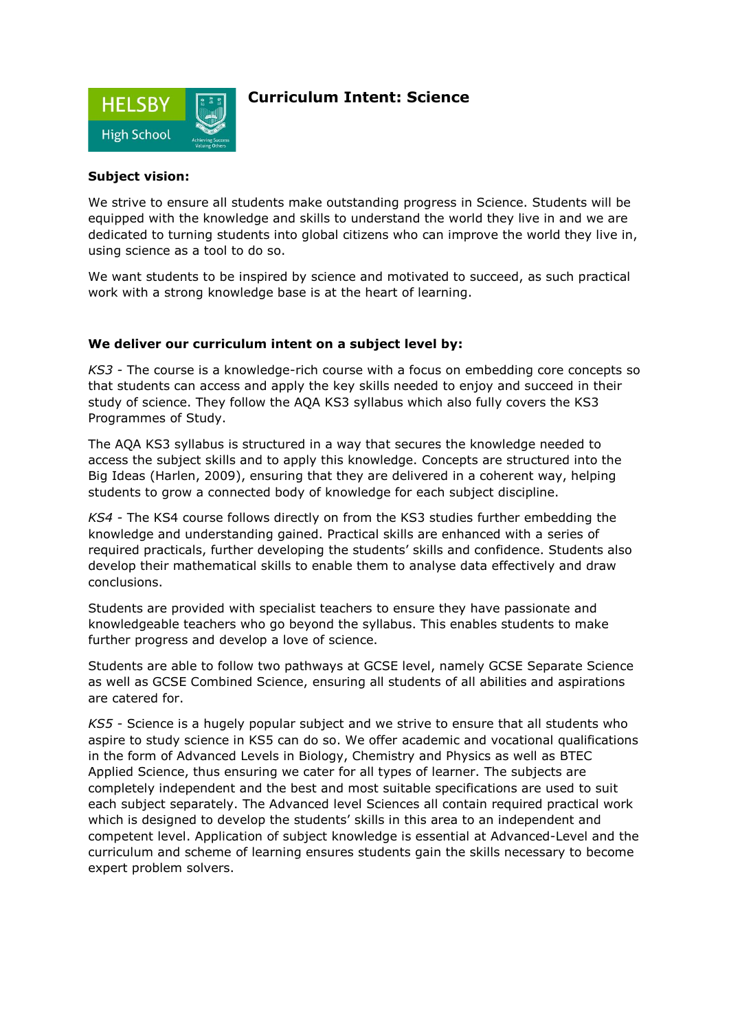# Curriculum Intent: Science

**Subject vision:**

We strive to ensure all students make outstanding progress in Science. Students will be equipped with the knowledge and skills to understand the world they live in and we are dedicated to turning students into global citizens who can improve the world they live in, using science as a tool to do so.

We want students to be inspired by science and motivated to succeed, as such practical work with a strong knowledge base is at the heart of learning.

**We deliver our curriculum intent on a subject level by:**

*KS3* - The course is a knowledge-rich course with a focus on embedding core concepts so that students can access and apply the key skills needed to enjoy and succeed in their study of science. They follow the AQA KS3 syllabus which also fully covers the KS3 Programmes of Study.

The AQA KS3 syllabus is structured in a way that secures the knowledge needed to access the subject skills and to apply this knowledge. Concepts are structured into the Big Ideas (Harlen, 2009), ensuring that they are delivered in a coherent way, helping students to grow a connected body of knowledge for each subject discipline.

*KS4* - The KS4 course follows directly on from the KS3 studies further embedding the knowledge and understanding gained. Practical skills are enhanced with a series of required practicals, further developing the students' skills and confidence. Students also develop their mathematical skills to enable them to analyse data effectively and draw conclusions.

Students are provided with specialist teachers to ensure they have passionate and knowledgeable teachers who go beyond the syllabus. This enables students to make further progress and develop a love of science.

Students are able to follow two pathways at GCSE level, namely GCSE Separate Science as well as GCSE Combined Science, ensuring all students of all abilities and aspirations are catered for.

*KS5* - Science is a hugely popular subject and we strive to ensure that all students who aspire to study science in KS5 can do so. We offer academic and vocational qualifications in the form of Advanced Levels in Biology, Chemistry and Physics as well as BTEC Applied Science, thus ensuring we cater for all types of learner. The subjects are completely independent and the best and most suitable specifications are used to suit each subject separately. The Advanced level Sciences all contain required practical work which is designed to develop the students' skills in this area to an independent and competent level. Application of subject knowledge is essential at Advanced-Level and the curriculum and scheme of learning ensures students gain the skills necessary to become expert problem solvers.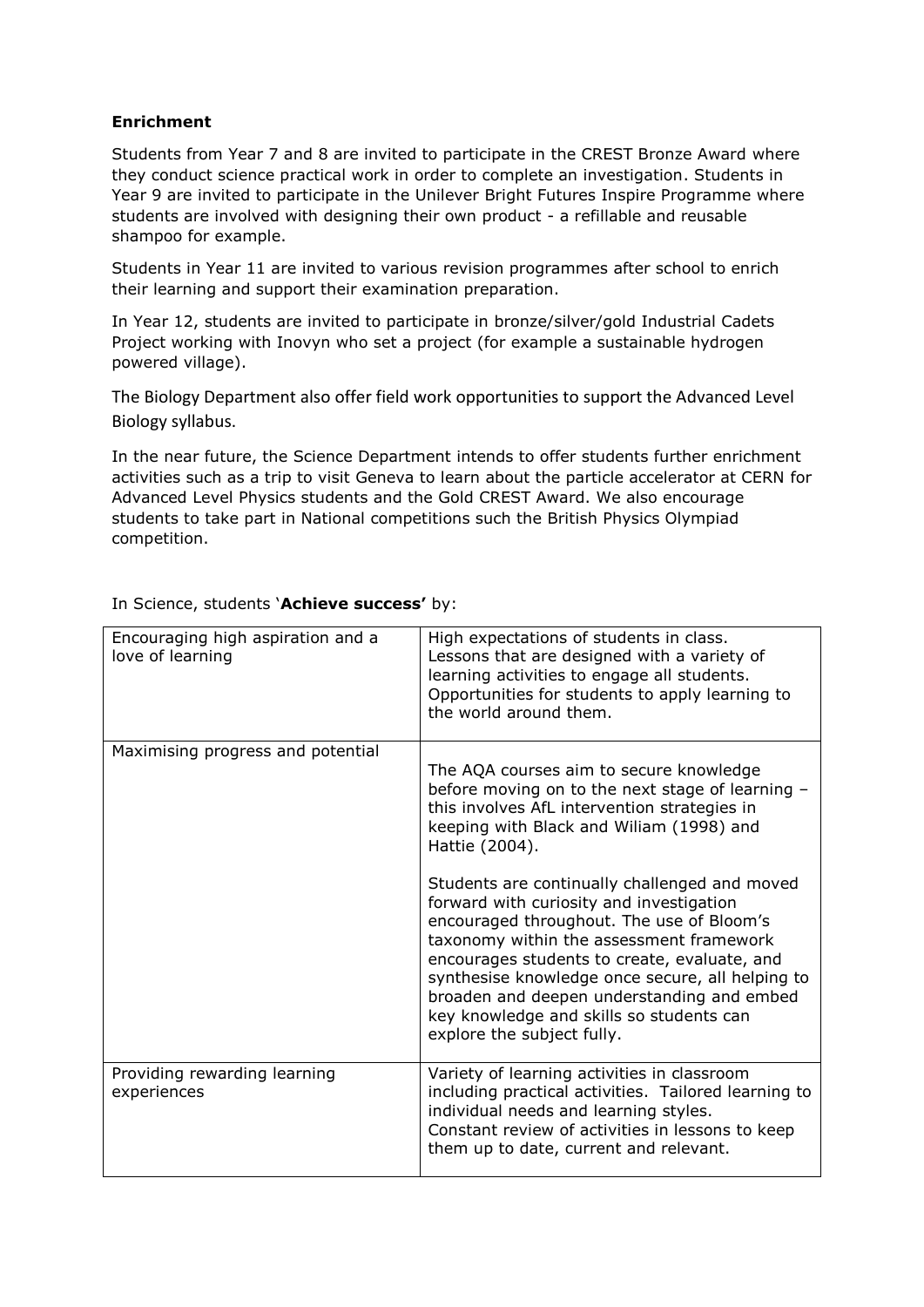**Enrichment**

Students from Year 7 and 8 are invited to participate in the CREST Bronze Award where they conduct science practical work in order to complete an investigation. Students in Year 9 are invited to participate in the Unilever Bright Futures Inspire Programme where students are involved with designing their own product - a refillable and reusable shampoo for example.

Students in Year 11 are invited to various revision programmes after school to enrich their learning and support their examination preparation.

In Year 12, students are invited to participate in bronze/silver/gold Industrial Cadets Project working with Inovyn who set a project (for example a sustainable hydrogen powered village).

The Biology Department also offer field work opportunities to support the Advanced Level Biology syllabus.

In the near future, the Science Department intends to offer students further enrichment activities such as a trip to visit Geneva to learn about the particle accelerator at CERN for Advanced Level Physics students and the Gold CREST Award. We also encourage students to take part in National competitions such the British Physics Olympiad competition.

In Science, students '**Achieve success'** by:

| | |
|---|---|
| Encouraging high aspiration and a love of learning | High expectations of students in class.<br>Lessons that are designed with a variety of learning activities to engage all students.<br>Opportunities for students to apply learning to the world around them. |
| Maximising progress and potential | The AQA courses aim to secure knowledge before moving on to the next stage of learning – this involves AfL intervention strategies in keeping with Black and Wiliam (1998) and Hattie (2004).<br><br>Students are continually challenged and moved forward with curiosity and investigation encouraged throughout. The use of Bloom's taxonomy within the assessment framework encourages students to create, evaluate, and synthesise knowledge once secure, all helping to broaden and deepen understanding and embed key knowledge and skills so students can explore the subject fully. |
| Providing rewarding learning experiences | Variety of learning activities in classroom including practical activities. Tailored learning to individual needs and learning styles.<br>Constant review of activities in lessons to keep them up to date, current and relevant. |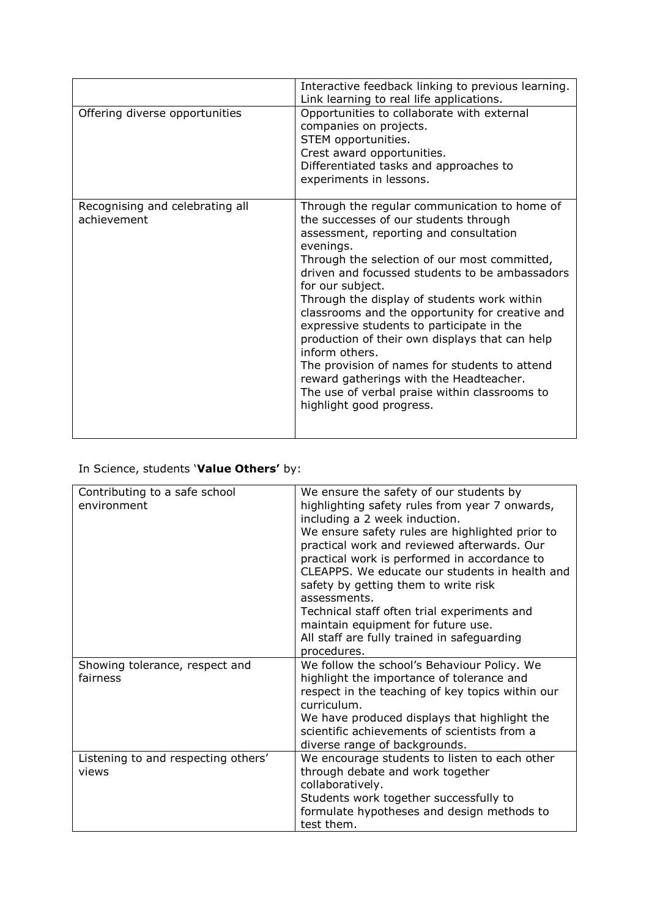| | |
|---|---|
| | Interactive feedback linking to previous learning.<br>Link learning to real life applications. |
| Offering diverse opportunities | Opportunities to collaborate with external companies on projects.<br>STEM opportunities.<br>Crest award opportunities.<br>Differentiated tasks and approaches to experiments in lessons. |
| Recognising and celebrating all achievement | Through the regular communication to home of the successes of our students through assessment, reporting and consultation evenings.<br>Through the selection of our most committed, driven and focussed students to be ambassadors for our subject.<br>Through the display of students work within classrooms and the opportunity for creative and expressive students to participate in the production of their own displays that can help inform others.<br>The provision of names for students to attend reward gatherings with the Headteacher.<br>The use of verbal praise within classrooms to highlight good progress. |

In Science, students '**Value Others'** by:

| | |
|---|---|
| Contributing to a safe school environment | We ensure the safety of our students by highlighting safety rules from year 7 onwards, including a 2 week induction.<br>We ensure safety rules are highlighted prior to practical work and reviewed afterwards. Our practical work is performed in accordance to CLEAPPS. We educate our students in health and safety by getting them to write risk assessments.<br>Technical staff often trial experiments and maintain equipment for future use.<br>All staff are fully trained in safeguarding procedures. |
| Showing tolerance, respect and fairness | We follow the school's Behaviour Policy. We highlight the importance of tolerance and respect in the teaching of key topics within our curriculum.<br>We have produced displays that highlight the scientific achievements of scientists from a diverse range of backgrounds. |
| Listening to and respecting others' views | We encourage students to listen to each other through debate and work together collaboratively.<br>Students work together successfully to formulate hypotheses and design methods to test them. |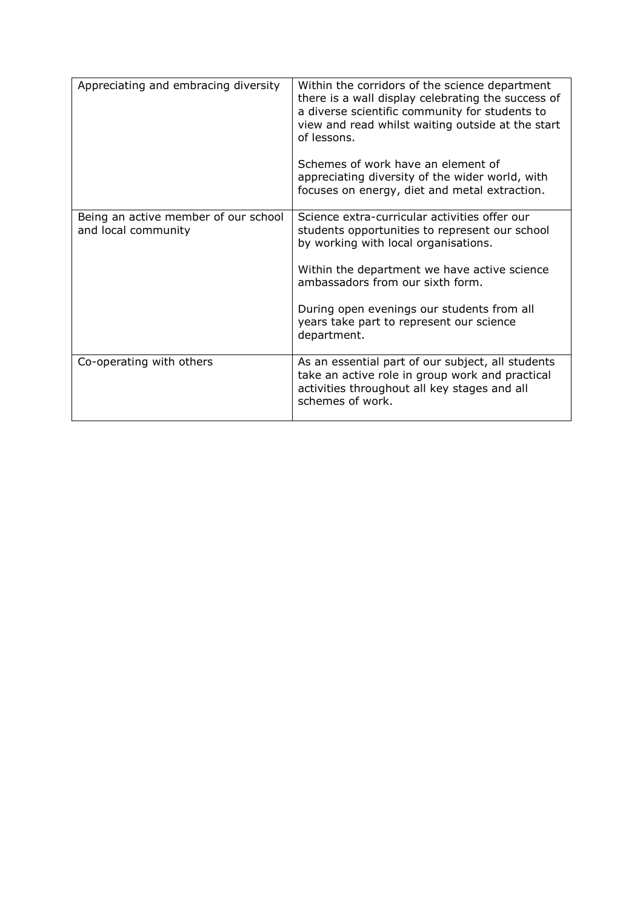| | |
|---|---|
| Appreciating and embracing diversity | Within the corridors of the science department there is a wall display celebrating the success of a diverse scientific community for students to view and read whilst waiting outside at the start of lessons.<br><br>Schemes of work have an element of appreciating diversity of the wider world, with focuses on energy, diet and metal extraction. |
| Being an active member of our school and local community | Science extra-curricular activities offer our students opportunities to represent our school by working with local organisations.<br><br>Within the department we have active science ambassadors from our sixth form.<br><br>During open evenings our students from all years take part to represent our science department. |
| Co-operating with others | As an essential part of our subject, all students take an active role in group work and practical activities throughout all key stages and all schemes of work. |